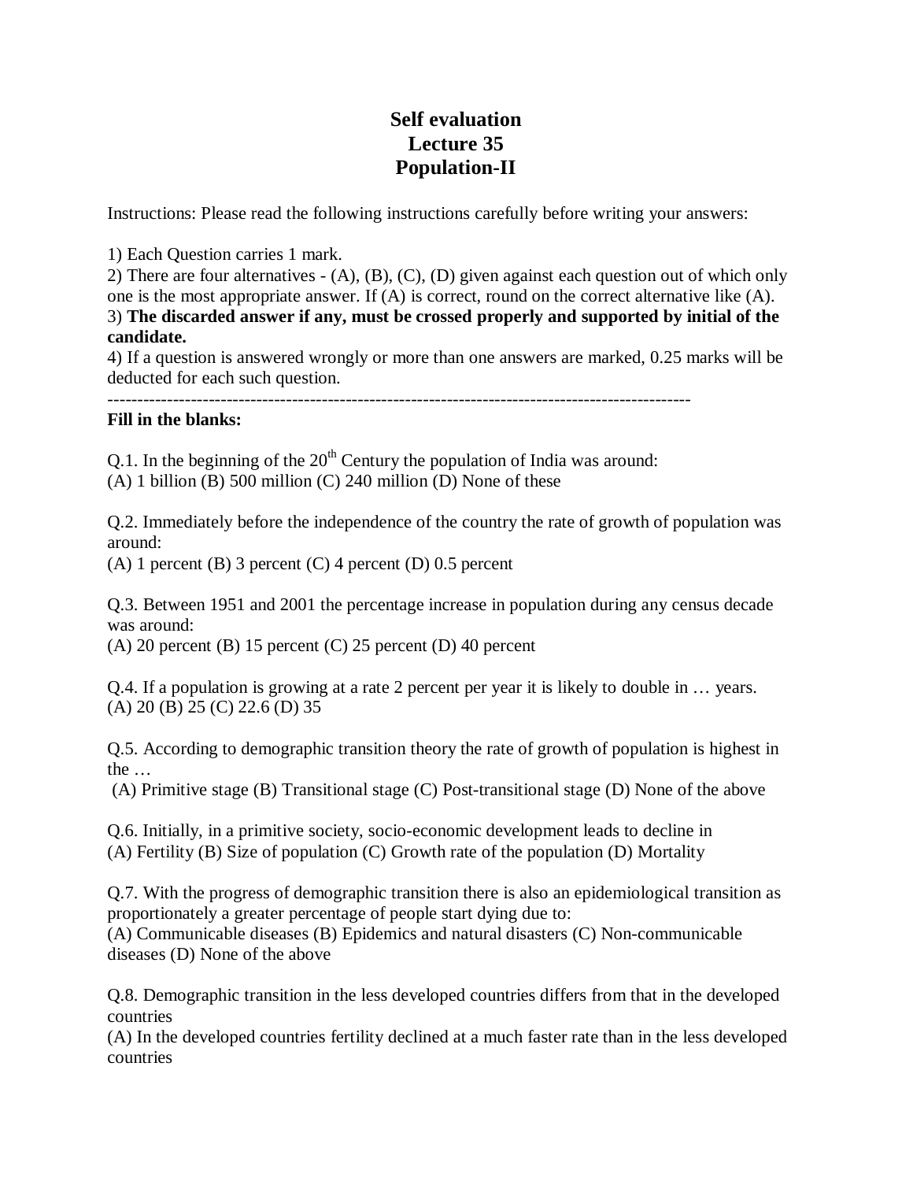# Self evaluation
# Lecture 35
# Population-II

Instructions: Please read the following instructions carefully before writing your answers:

1) Each Question carries 1 mark.
2) There are four alternatives - (A), (B), (C), (D) given against each question out of which only one is the most appropriate answer. If (A) is correct, round on the correct alternative like (A).
3) **The discarded answer if any, must be crossed properly and supported by initial of the candidate.**
4) If a question is answered wrongly or more than one answers are marked, 0.25 marks will be deducted for each such question.

---

**Fill in the blanks:**

Q.1. In the beginning of the 20th Century the population of India was around:
(A) 1 billion (B) 500 million (C) 240 million (D) None of these

Q.2. Immediately before the independence of the country the rate of growth of population was around:
(A) 1 percent (B) 3 percent (C) 4 percent (D) 0.5 percent

Q.3. Between 1951 and 2001 the percentage increase in population during any census decade was around:
(A) 20 percent (B) 15 percent (C) 25 percent (D) 40 percent

Q.4. If a population is growing at a rate 2 percent per year it is likely to double in … years.
(A) 20 (B) 25 (C) 22.6 (D) 35

Q.5. According to demographic transition theory the rate of growth of population is highest in the …
(A) Primitive stage (B) Transitional stage (C) Post-transitional stage (D) None of the above

Q.6. Initially, in a primitive society, socio-economic development leads to decline in
(A) Fertility (B) Size of population (C) Growth rate of the population (D) Mortality

Q.7. With the progress of demographic transition there is also an epidemiological transition as proportionately a greater percentage of people start dying due to:
(A) Communicable diseases (B) Epidemics and natural disasters (C) Non-communicable diseases (D) None of the above

Q.8. Demographic transition in the less developed countries differs from that in the developed countries
(A) In the developed countries fertility declined at a much faster rate than in the less developed countries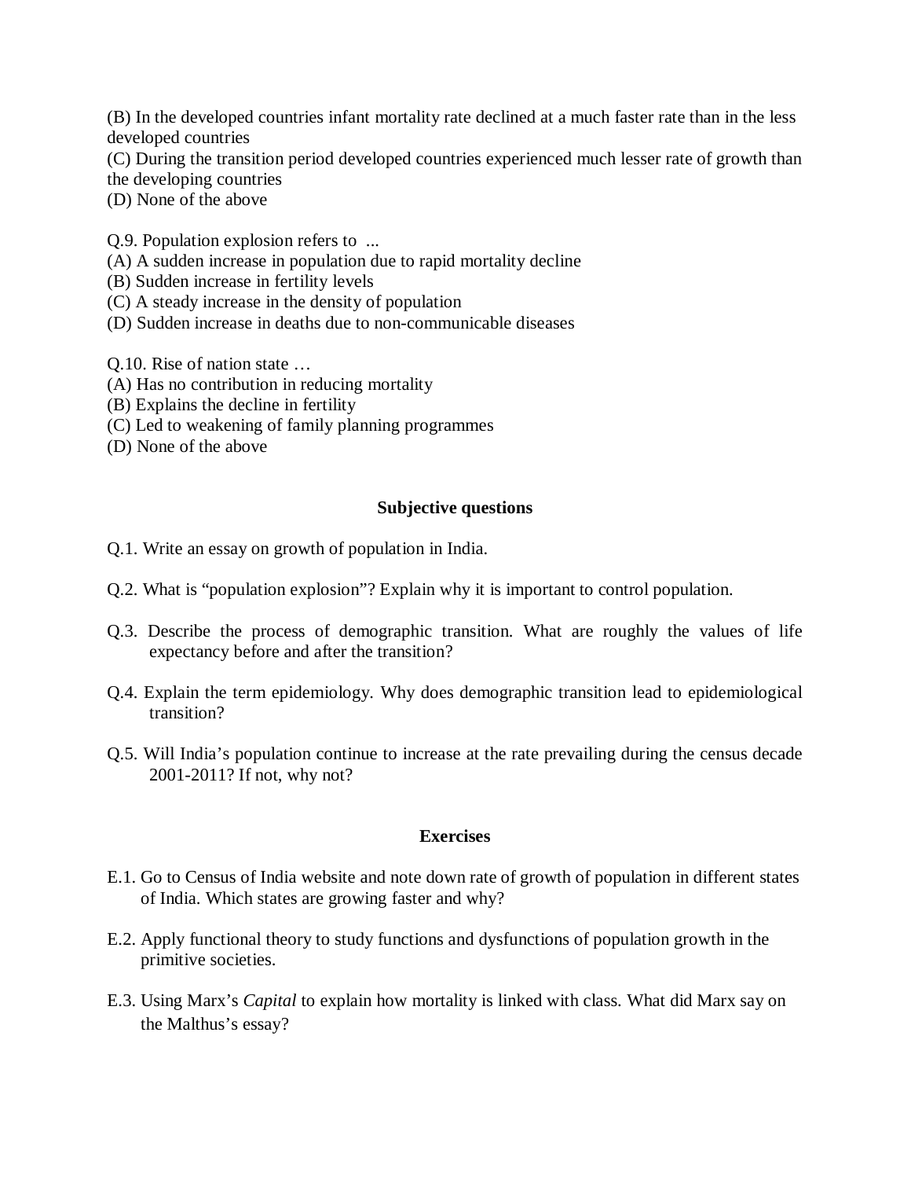(B) In the developed countries infant mortality rate declined at a much faster rate than in the less developed countries
(C) During the transition period developed countries experienced much lesser rate of growth than the developing countries
(D) None of the above

Q.9. Population explosion refers to ...
(A) A sudden increase in population due to rapid mortality decline
(B) Sudden increase in fertility levels
(C) A steady increase in the density of population
(D) Sudden increase in deaths due to non-communicable diseases

Q.10. Rise of nation state …
(A) Has no contribution in reducing mortality
(B) Explains the decline in fertility
(C) Led to weakening of family planning programmes
(D) None of the above

## Subjective questions

Q.1. Write an essay on growth of population in India.

Q.2. What is "population explosion"? Explain why it is important to control population.

Q.3. Describe the process of demographic transition. What are roughly the values of life expectancy before and after the transition?

Q.4. Explain the term epidemiology. Why does demographic transition lead to epidemiological transition?

Q.5. Will India's population continue to increase at the rate prevailing during the census decade 2001-2011? If not, why not?

## Exercises

E.1. Go to Census of India website and note down rate of growth of population in different states of India. Which states are growing faster and why?

E.2. Apply functional theory to study functions and dysfunctions of population growth in the primitive societies.

E.3. Using Marx's *Capital* to explain how mortality is linked with class. What did Marx say on the Malthus's essay?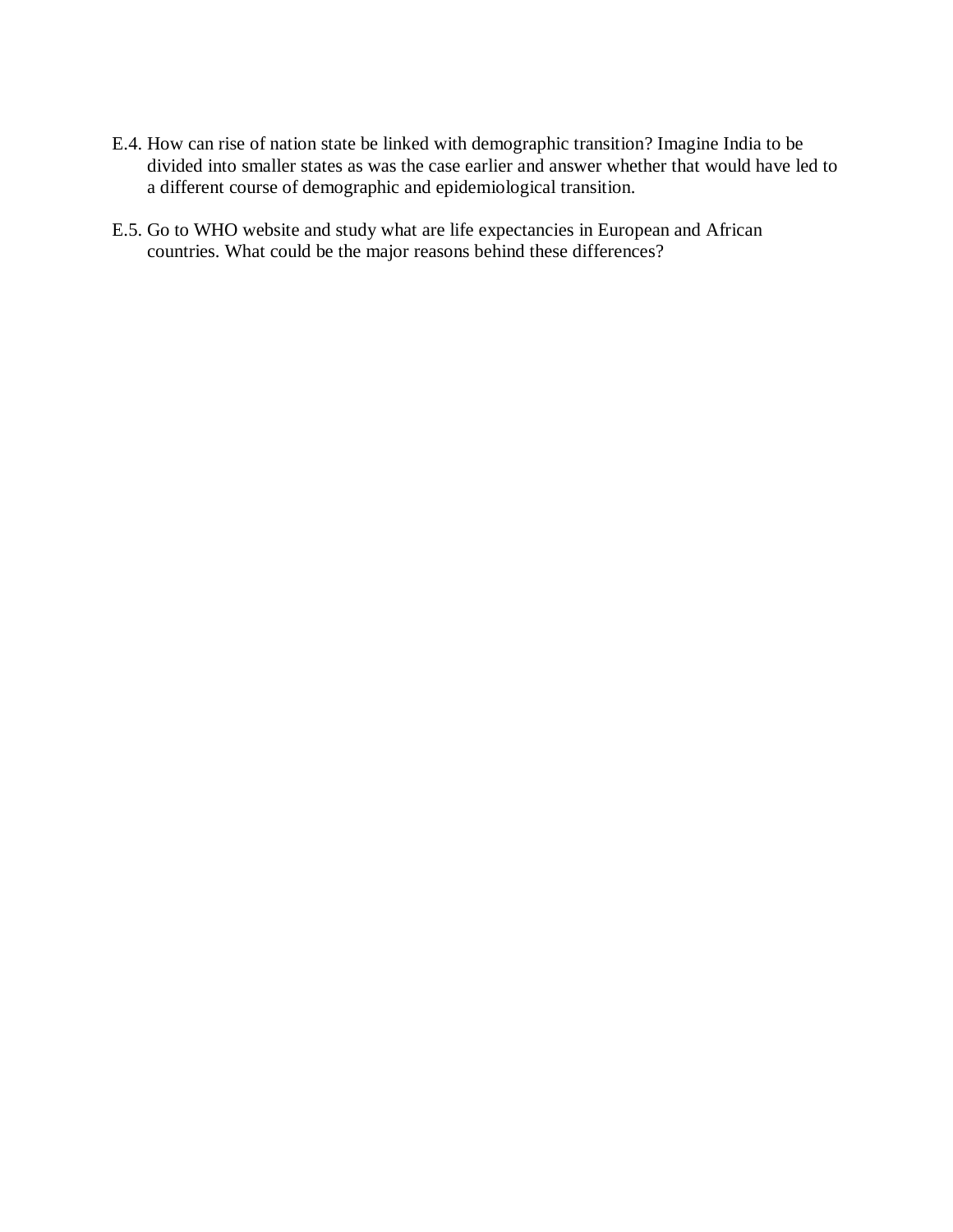E.4. How can rise of nation state be linked with demographic transition? Imagine India to be divided into smaller states as was the case earlier and answer whether that would have led to a different course of demographic and epidemiological transition.

E.5. Go to WHO website and study what are life expectancies in European and African countries. What could be the major reasons behind these differences?